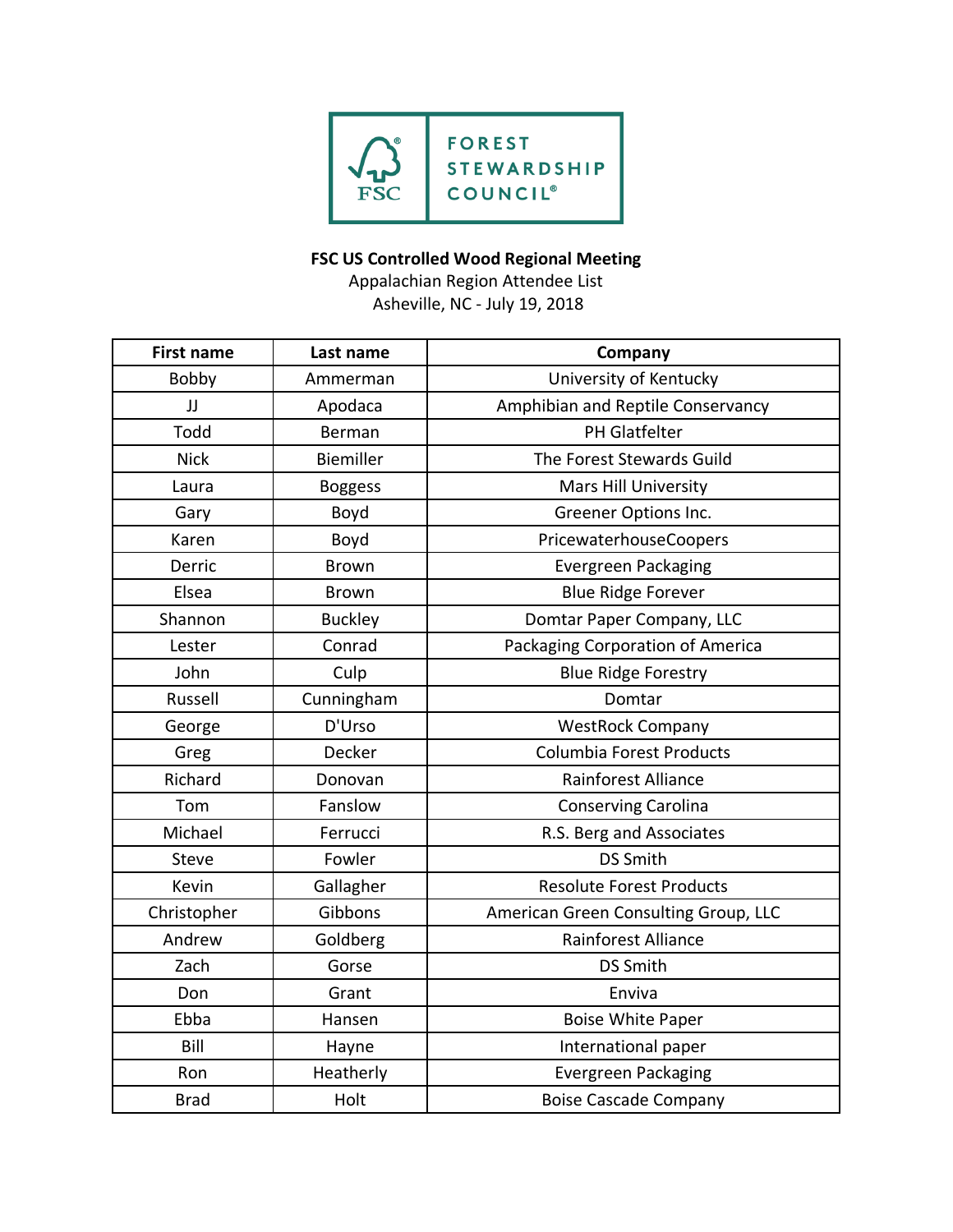FOREST STEWARDSHIP COUNCIL®

**FSC US Controlled Wood Regional Meeting**

Appalachian Region Attendee List

Asheville, NC - July 19, 2018

| First name | Last name | Company |
|---|---|---|
| Bobby | Ammerman | University of Kentucky |
| JJ | Apodaca | Amphibian and Reptile Conservancy |
| Todd | Berman | PH Glatfelter |
| Nick | Biemiller | The Forest Stewards Guild |
| Laura | Boggess | Mars Hill University |
| Gary | Boyd | Greener Options Inc. |
| Karen | Boyd | PricewaterhouseCoopers |
| Derric | Brown | Evergreen Packaging |
| Elsea | Brown | Blue Ridge Forever |
| Shannon | Buckley | Domtar Paper Company, LLC |
| Lester | Conrad | Packaging Corporation of America |
| John | Culp | Blue Ridge Forestry |
| Russell | Cunningham | Domtar |
| George | D'Urso | WestRock Company |
| Greg | Decker | Columbia Forest Products |
| Richard | Donovan | Rainforest Alliance |
| Tom | Fanslow | Conserving Carolina |
| Michael | Ferrucci | R.S. Berg and Associates |
| Steve | Fowler | DS Smith |
| Kevin | Gallagher | Resolute Forest Products |
| Christopher | Gibbons | American Green Consulting Group, LLC |
| Andrew | Goldberg | Rainforest Alliance |
| Zach | Gorse | DS Smith |
| Don | Grant | Enviva |
| Ebba | Hansen | Boise White Paper |
| Bill | Hayne | International paper |
| Ron | Heatherly | Evergreen Packaging |
| Brad | Holt | Boise Cascade Company |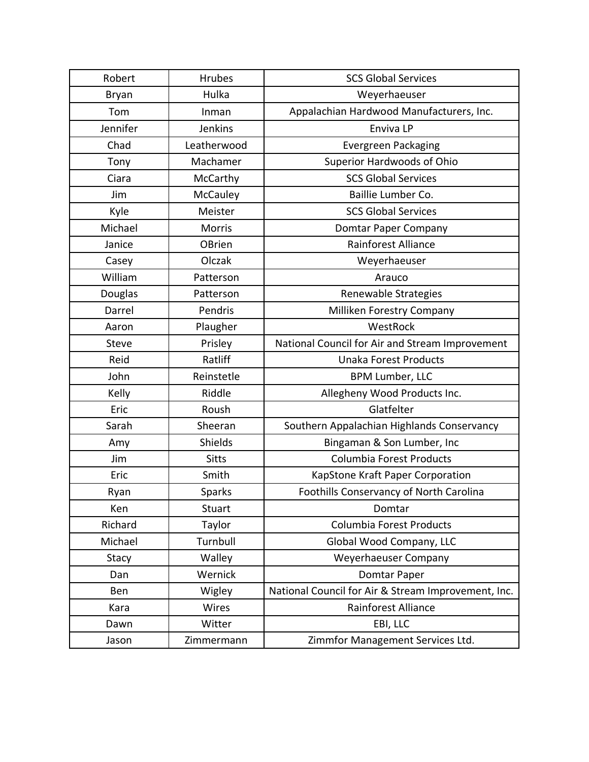| | | |
|---|---|---|
| Robert | Hrubes | SCS Global Services |
| Bryan | Hulka | Weyerhaeuser |
| Tom | Inman | Appalachian Hardwood Manufacturers, Inc. |
| Jennifer | Jenkins | Enviva LP |
| Chad | Leatherwood | Evergreen Packaging |
| Tony | Machamer | Superior Hardwoods of Ohio |
| Ciara | McCarthy | SCS Global Services |
| Jim | McCauley | Baillie Lumber Co. |
| Kyle | Meister | SCS Global Services |
| Michael | Morris | Domtar Paper Company |
| Janice | OBrien | Rainforest Alliance |
| Casey | Olczak | Weyerhaeuser |
| William | Patterson | Arauco |
| Douglas | Patterson | Renewable Strategies |
| Darrel | Pendris | Milliken Forestry Company |
| Aaron | Plaugher | WestRock |
| Steve | Prisley | National Council for Air and Stream Improvement |
| Reid | Ratliff | Unaka Forest Products |
| John | Reinstetle | BPM Lumber, LLC |
| Kelly | Riddle | Allegheny Wood Products Inc. |
| Eric | Roush | Glatfelter |
| Sarah | Sheeran | Southern Appalachian Highlands Conservancy |
| Amy | Shields | Bingaman & Son Lumber, Inc |
| Jim | Sitts | Columbia Forest Products |
| Eric | Smith | KapStone Kraft Paper Corporation |
| Ryan | Sparks | Foothills Conservancy of North Carolina |
| Ken | Stuart | Domtar |
| Richard | Taylor | Columbia Forest Products |
| Michael | Turnbull | Global Wood Company, LLC |
| Stacy | Walley | Weyerhaeuser Company |
| Dan | Wernick | Domtar Paper |
| Ben | Wigley | National Council for Air & Stream Improvement, Inc. |
| Kara | Wires | Rainforest Alliance |
| Dawn | Witter | EBI, LLC |
| Jason | Zimmermann | Zimmfor Management Services Ltd. |